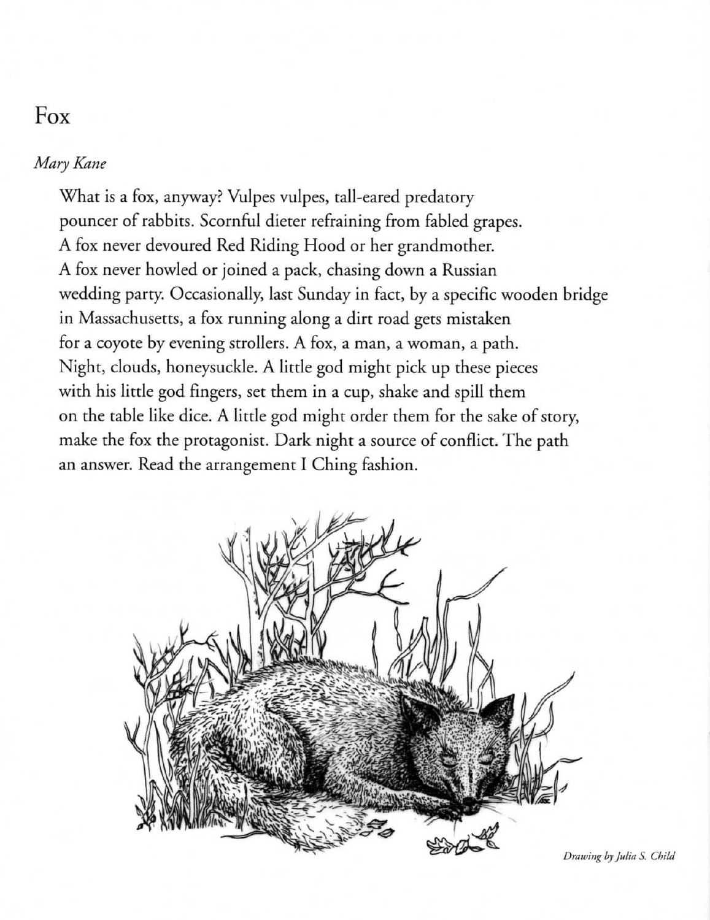# Fox

*Mary Kane*

What is a fox, anyway? Vulpes vulpes, tall-eared predatory
pouncer of rabbits. Scornful dieter refraining from fabled grapes.
A fox never devoured Red Riding Hood or her grandmother.
A fox never howled or joined a pack, chasing down a Russian
wedding party. Occasionally, last Sunday in fact, by a specific wooden bridge
in Massachusetts, a fox running along a dirt road gets mistaken
for a coyote by evening strollers. A fox, a man, a woman, a path.
Night, clouds, honeysuckle. A little god might pick up these pieces
with his little god fingers, set them in a cup, shake and spill them
on the table like dice. A little god might order them for the sake of story,
make the fox the protagonist. Dark night a source of conflict. The path
an answer. Read the arrangement I Ching fashion.

*Drawing by Julia S. Child*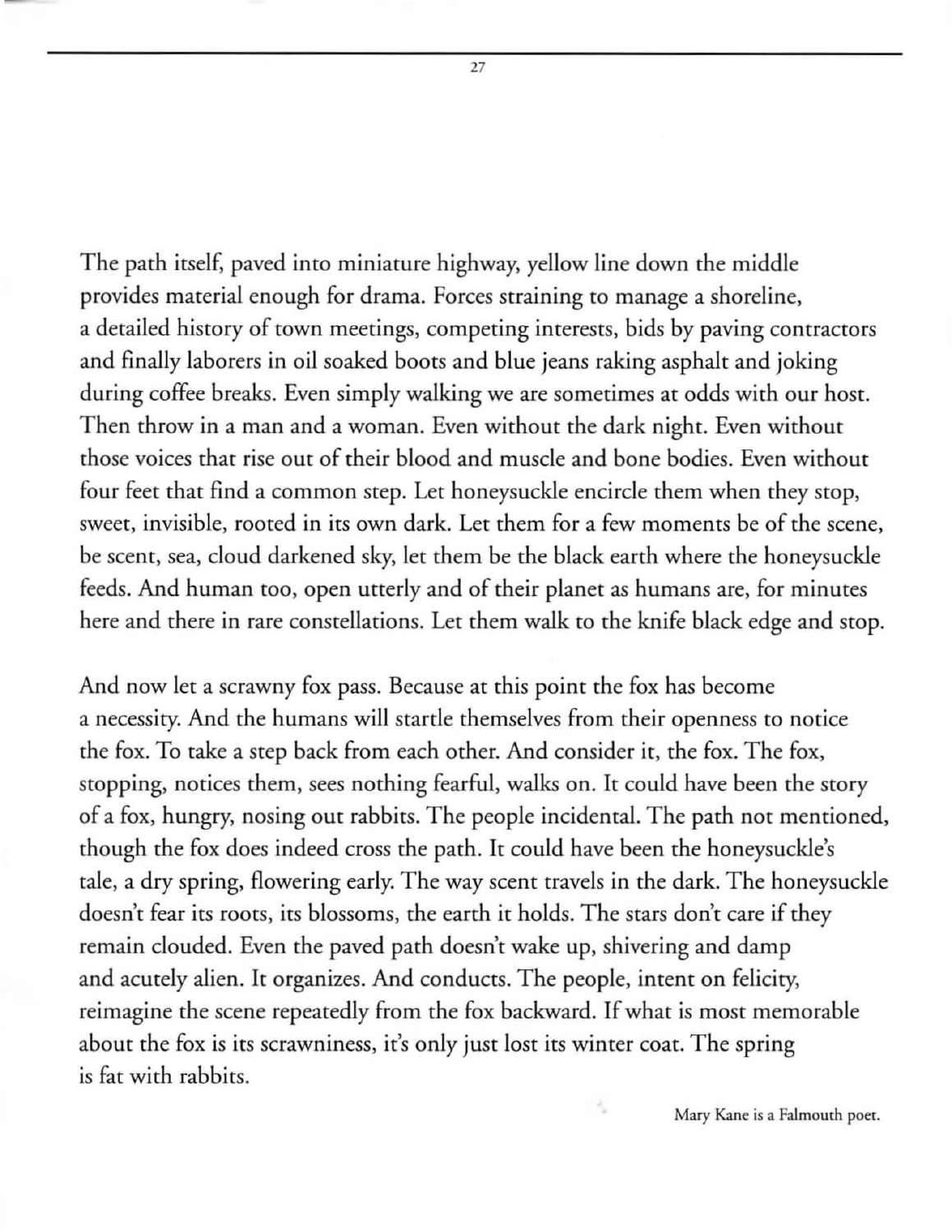The path itself, paved into miniature highway, yellow line down the middle provides material enough for drama. Forces straining to manage a shoreline, a detailed history of town meetings, competing interests, bids by paving contractors and finally laborers in oil soaked boots and blue jeans raking asphalt and joking during coffee breaks. Even simply walking we are sometimes at odds with our host. Then throw in a man and a woman. Even without the dark night. Even without those voices that rise out of their blood and muscle and bone bodies. Even without four feet that find a common step. Let honeysuckle encircle them when they stop, sweet, invisible, rooted in its own dark. Let them for a few moments be of the scene, be scent, sea, cloud darkened sky, let them be the black earth where the honeysuckle feeds. And human too, open utterly and of their planet as humans are, for minutes here and there in rare constellations. Let them walk to the knife black edge and stop.

And now let a scrawny fox pass. Because at this point the fox has become a necessity. And the humans will startle themselves from their openness to notice the fox. To take a step back from each other. And consider it, the fox. The fox, stopping, notices them, sees nothing fearful, walks on. It could have been the story of a fox, hungry, nosing out rabbits. The people incidental. The path not mentioned, though the fox does indeed cross the path. It could have been the honeysuckle's tale, a dry spring, flowering early. The way scent travels in the dark. The honeysuckle doesn't fear its roots, its blossoms, the earth it holds. The stars don't care if they remain clouded. Even the paved path doesn't wake up, shivering and damp and acutely alien. It organizes. And conducts. The people, intent on felicity, reimagine the scene repeatedly from the fox backward. If what is most memorable about the fox is its scrawniness, it's only just lost its winter coat. The spring is fat with rabbits.

Mary Kane is a Falmouth poet.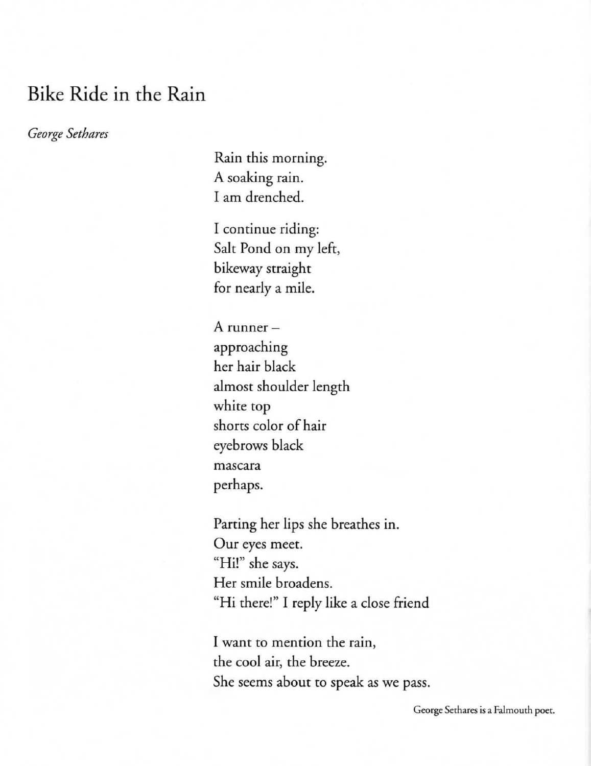# Bike Ride in the Rain

*George Sethares*

Rain this morning.
A soaking rain.
I am drenched.

I continue riding:
Salt Pond on my left,
bikeway straight
for nearly a mile.

A runner –
approaching
her hair black
almost shoulder length
white top
shorts color of hair
eyebrows black
mascara
perhaps.

Parting her lips she breathes in.
Our eyes meet.
"Hi!" she says.
Her smile broadens.
"Hi there!" I reply like a close friend

I want to mention the rain,
the cool air, the breeze.
She seems about to speak as we pass.

George Sethares is a Falmouth poet.